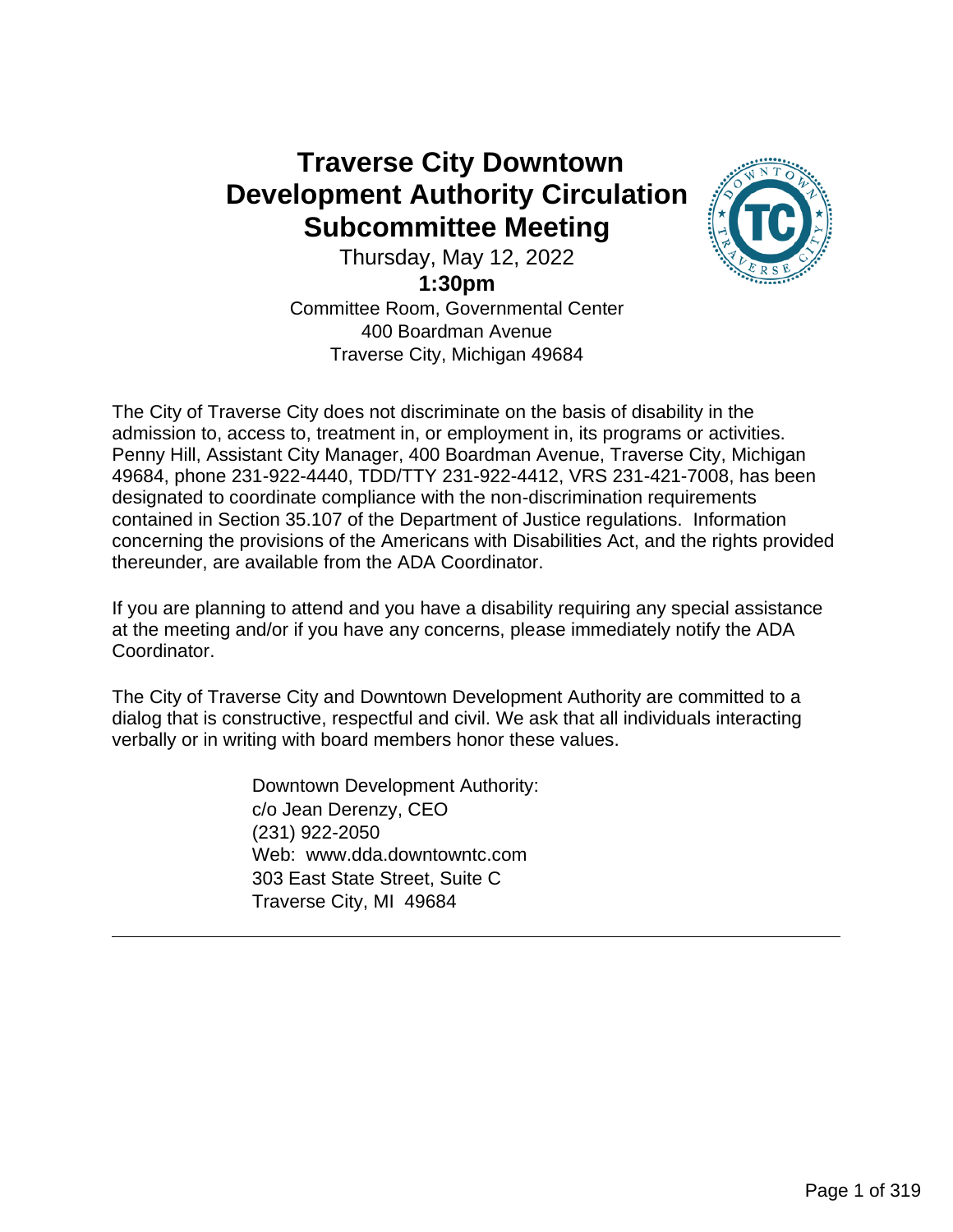# Traverse City Downtown Development Authority Circulation Subcommittee Meeting

Thursday, May 12, 2022

**1:30pm**

Committee Room, Governmental Center
400 Boardman Avenue
Traverse City, Michigan 49684

The City of Traverse City does not discriminate on the basis of disability in the admission to, access to, treatment in, or employment in, its programs or activities. Penny Hill, Assistant City Manager, 400 Boardman Avenue, Traverse City, Michigan 49684, phone 231-922-4440, TDD/TTY 231-922-4412, VRS 231-421-7008, has been designated to coordinate compliance with the non-discrimination requirements contained in Section 35.107 of the Department of Justice regulations. Information concerning the provisions of the Americans with Disabilities Act, and the rights provided thereunder, are available from the ADA Coordinator.

If you are planning to attend and you have a disability requiring any special assistance at the meeting and/or if you have any concerns, please immediately notify the ADA Coordinator.

The City of Traverse City and Downtown Development Authority are committed to a dialog that is constructive, respectful and civil. We ask that all individuals interacting verbally or in writing with board members honor these values.

Downtown Development Authority:
c/o Jean Derenzy, CEO
(231) 922-2050
Web: www.dda.downtowntc.com
303 East State Street, Suite C
Traverse City, MI 49684

---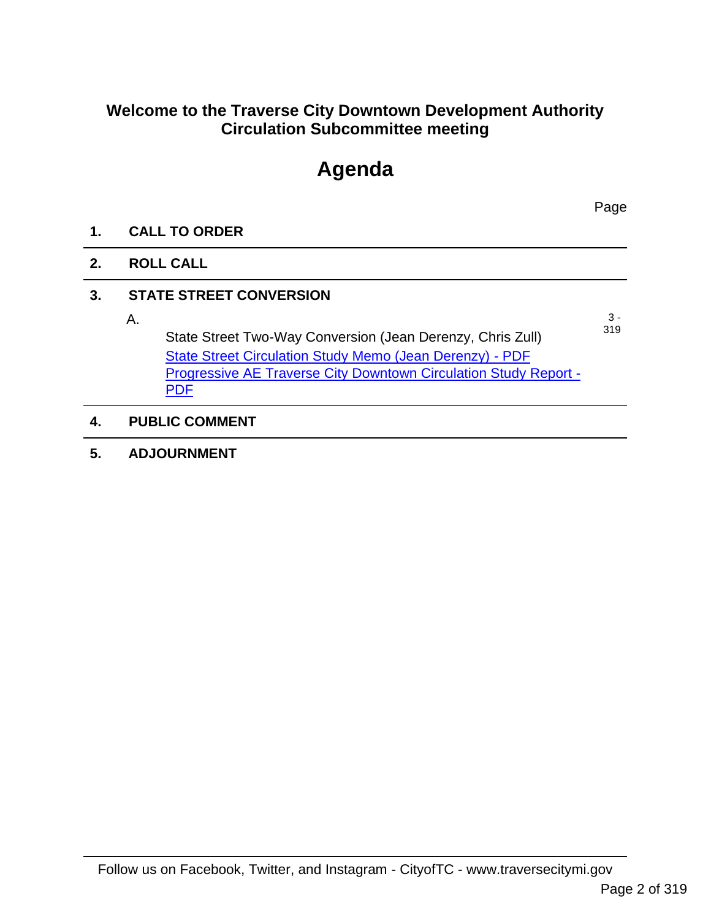**Welcome to the Traverse City Downtown Development Authority Circulation Subcommittee meeting**

# Agenda

Page

**1. CALL TO ORDER**

**2. ROLL CALL**

**3. STATE STREET CONVERSION**

A. State Street Two-Way Conversion (Jean Derenzy, Chris Zull) — 3 - 319

State Street Circulation Study Memo (Jean Derenzy) - PDF

Progressive AE Traverse City Downtown Circulation Study Report - PDF

**4. PUBLIC COMMENT**

**5. ADJOURNMENT**

Follow us on Facebook, Twitter, and Instagram - CityofTC - www.traversecitymi.gov